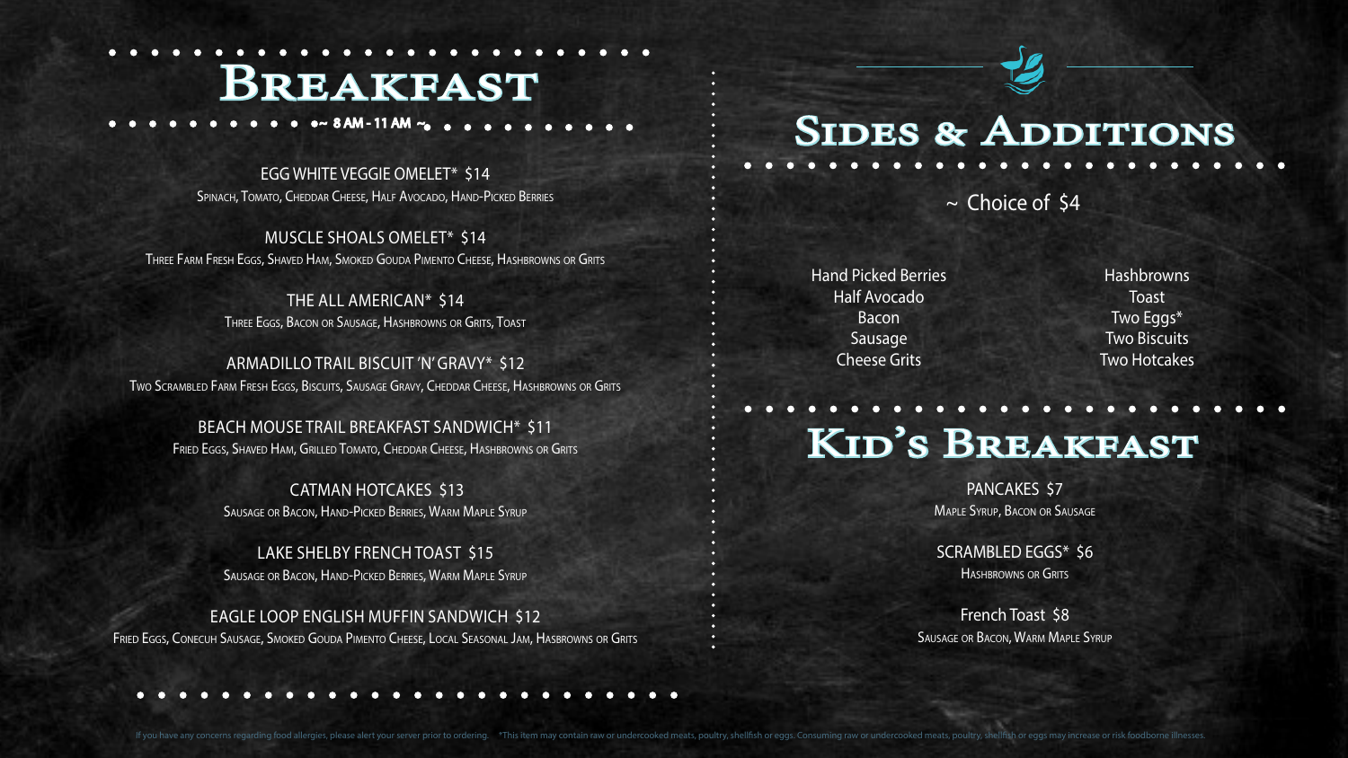# Breakfast

~ 8 AM - 11 AM ~

**EGG WHITE VEGGIE OMELET* $14**
Spinach, Tomato, Cheddar Cheese, Half Avocado, Hand-Picked Berries

**MUSCLE SHOALS OMELET* $14**
Three Farm Fresh Eggs, Shaved Ham, Smoked Gouda Pimento Cheese, Hashbrowns or Grits

**THE ALL AMERICAN* $14**
Three Eggs, Bacon or Sausage, Hashbrowns or Grits, Toast

**ARMADILLO TRAIL BISCUIT 'N' GRAVY* $12**
Two Scrambled Farm Fresh Eggs, Biscuits, Sausage Gravy, Cheddar Cheese, Hashbrowns or Grits

**BEACH MOUSE TRAIL BREAKFAST SANDWICH* $11**
Fried Eggs, Shaved Ham, Grilled Tomato, Cheddar Cheese, Hashbrowns or Grits

**CATMAN HOTCAKES $13**
Sausage or Bacon, Hand-Picked Berries, Warm Maple Syrup

**LAKE SHELBY FRENCH TOAST $15**
Sausage or Bacon, Hand-Picked Berries, Warm Maple Syrup

**EAGLE LOOP ENGLISH MUFFIN SANDWICH $12**
Fried Eggs, Conecuh Sausage, Smoked Gouda Pimento Cheese, Local Seasonal Jam, Hasbrowns or Grits

# Sides & Additions

~ Choice of $4

- Hand Picked Berries
- Half Avocado
- Bacon
- Sausage
- Cheese Grits
- Hashbrowns
- Toast
- Two Eggs*
- Two Biscuits
- Two Hotcakes

# Kid's Breakfast

**PANCAKES $7**
Maple Syrup, Bacon or Sausage

**SCRAMBLED EGGS* $6**
Hashbrowns or Grits

**French Toast $8**
Sausage or Bacon, Warm Maple Syrup

If you have any concerns regarding food allergies, please alert your server prior to ordering. *This item may contain raw or undercooked meats, poultry, shellfish or eggs. Consuming raw or undercooked meats, poultry, shellfish or eggs may increase or risk foodborne illnesses.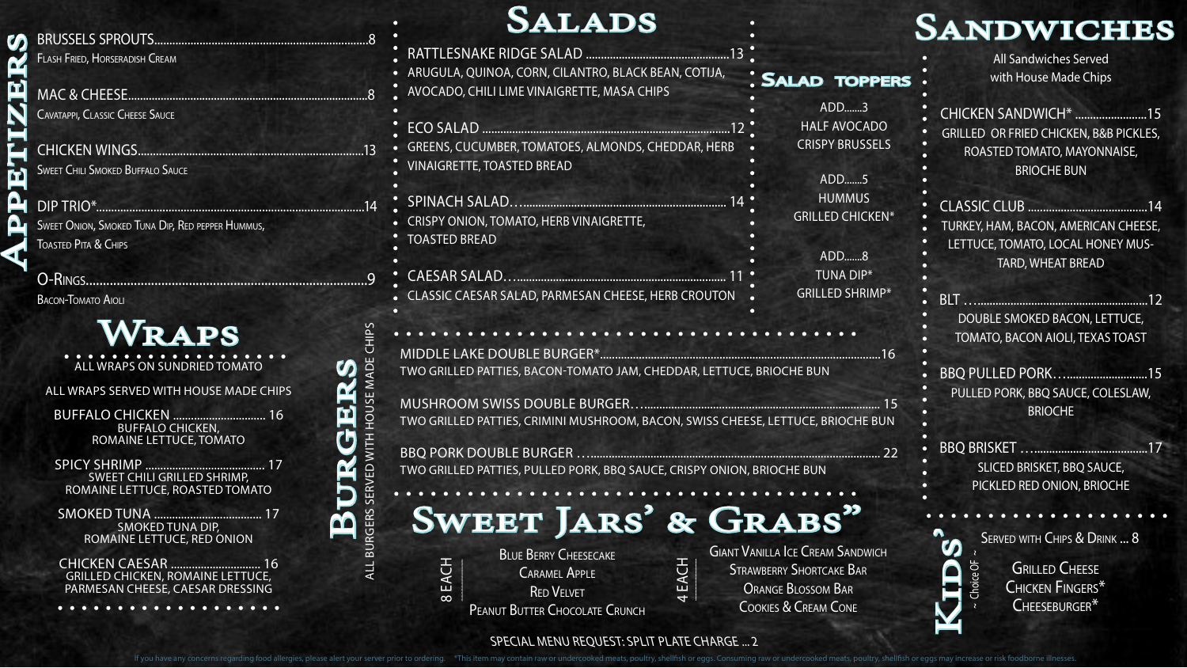# Appetizers

**BRUSSELS SPROUTS** ... 8
Flash Fried, Horseradish Cream

**MAC & CHEESE** ... 8
Cavatappi, Classic Cheese Sauce

**CHICKEN WINGS** ... 13
Sweet Chili Smoked Buffalo Sauce

**DIP TRIO*** ... 14
Sweet Onion, Smoked Tuna Dip, Red pepper Hummus, Toasted Pita & Chips

**O-RINGS** ... 9
Bacon-Tomato Aioli

# Wraps

ALL WRAPS ON SUNDRIED TOMATO

ALL WRAPS SERVED WITH HOUSE MADE CHIPS

**BUFFALO CHICKEN** ... 16
BUFFALO CHICKEN, ROMAINE LETTUCE, TOMATO

**SPICY SHRIMP** ... 17
SWEET CHILI GRILLED SHRIMP, ROMAINE LETTUCE, ROASTED TOMATO

**SMOKED TUNA** ... 17
SMOKED TUNA DIP, ROMAINE LETTUCE, RED ONION

**CHICKEN CAESAR** ... 16
GRILLED CHICKEN, ROMAINE LETTUCE, PARMESAN CHEESE, CAESAR DRESSING

# Salads

**RATTLESNAKE RIDGE SALAD** ... 13
ARUGULA, QUINOA, CORN, CILANTRO, BLACK BEAN, COTIJA, AVOCADO, CHILI LIME VINAIGRETTE, MASA CHIPS

**ECO SALAD** ... 12
GREENS, CUCUMBER, TOMATOES, ALMONDS, CHEDDAR, HERB VINAIGRETTE, TOASTED BREAD

**SPINACH SALAD** ... 14
CRISPY ONION, TOMATO, HERB VINAIGRETTE, TOASTED BREAD

**CAESAR SALAD** ... 11
CLASSIC CAESAR SALAD, PARMESAN CHEESE, HERB CROUTON

## Salad Toppers

ADD.......3
HALF AVOCADO
CRISPY BRUSSELS

ADD.......5
HUMMUS
GRILLED CHICKEN*

ADD.......8
TUNA DIP*
GRILLED SHRIMP*

# Burgers

ALL BURGERS SERVED WITH HOUSE MADE CHIPS

**MIDDLE LAKE DOUBLE BURGER*** ... 16
TWO GRILLED PATTIES, BACON-TOMATO JAM, CHEDDAR, LETTUCE, BRIOCHE BUN

**MUSHROOM SWISS DOUBLE BURGER** ... 15
TWO GRILLED PATTIES, CRIMINI MUSHROOM, BACON, SWISS CHEESE, LETTUCE, BRIOCHE BUN

**BBQ PORK DOUBLE BURGER** ... 22
TWO GRILLED PATTIES, PULLED PORK, BBQ SAUCE, CRISPY ONION, BRIOCHE BUN

# Sweet Jars' & Grabs"

8 EACH
- Blue Berry Cheesecake
- Caramel Apple
- Red Velvet
- Peanut Butter Chocolate Crunch

4 EACH
- Giant Vanilla Ice Cream Sandwich
- Strawberry Shortcake Bar
- Orange Blossom Bar
- Cookies & Cream Cone

SPECIAL MENU REQUEST: SPLIT PLATE CHARGE ... 2

# Sandwiches

All Sandwiches Served with House Made Chips

**CHICKEN SANDWICH*** ... 15
GRILLED OR FRIED CHICKEN, B&B PICKLES, ROASTED TOMATO, MAYONNAISE, BRIOCHE BUN

**CLASSIC CLUB** ... 14
TURKEY, HAM, BACON, AMERICAN CHEESE, LETTUCE, TOMATO, LOCAL HONEY MUSTARD, WHEAT BREAD

**BLT** ... 12
DOUBLE SMOKED BACON, LETTUCE, TOMATO, BACON AIOLI, TEXAS TOAST

**BBQ PULLED PORK** ... 15
PULLED PORK, BBQ SAUCE, COLESLAW, BRIOCHE

**BBQ BRISKET** ... 17
SLICED BRISKET, BBQ SAUCE, PICKLED RED ONION, BRIOCHE

# Kids'

Served with Chips & Drink ... 8

~ Choice Of ~
- Grilled Cheese
- Chicken Fingers*
- Cheeseburger*

If you have any concerns regarding food allergies, please alert your server prior to ordering. *This item may contain raw or undercooked meats, poultry, shellfish or eggs. Consuming raw or undercooked meats, poultry, shellfish or eggs may increase or risk foodborne illnesses.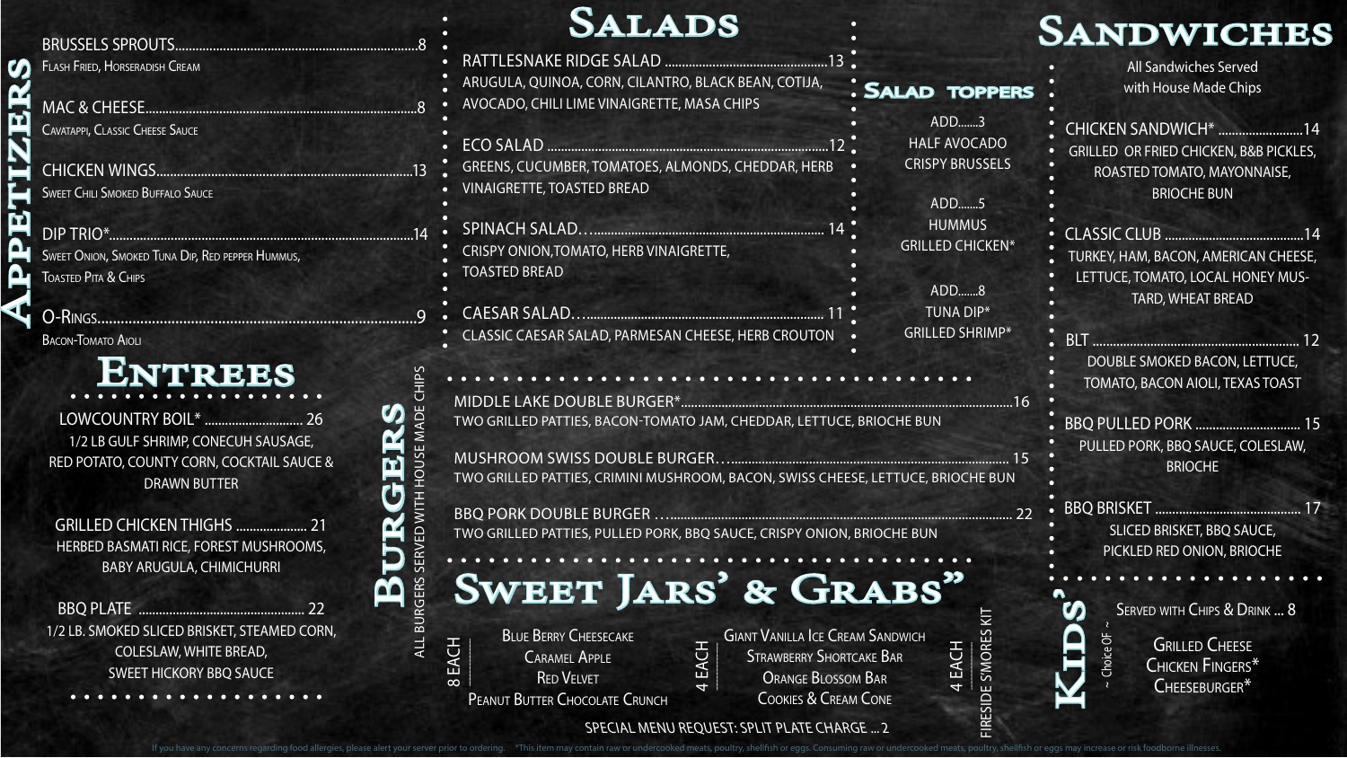## Appetizers

**BRUSSELS SPROUTS** ........ 8
Flash Fried, Horseradish Cream

**MAC & CHEESE** ........ 8
Cavatappi, Classic Cheese Sauce

**CHICKEN WINGS** ........ 13
Sweet Chili Smoked Buffalo Sauce

**DIP TRIO*** ........ 14
Sweet Onion, Smoked Tuna Dip, Red pepper Hummus, Toasted Pita & Chips

**O-RINGS** ........ 9
Bacon-Tomato Aioli

## Entrees

**LOWCOUNTRY BOIL*** ........ 26
1/2 LB GULF SHRIMP, CONECUH SAUSAGE, RED POTATO, COUNTY CORN, COCKTAIL SAUCE & DRAWN BUTTER

**GRILLED CHICKEN THIGHS** ........ 21
HERBED BASMATI RICE, FOREST MUSHROOMS, BABY ARUGULA, CHIMICHURRI

**BBQ PLATE** ........ 22
1/2 LB. SMOKED SLICED BRISKET, STEAMED CORN, COLESLAW, WHITE BREAD, SWEET HICKORY BBQ SAUCE

## Salads

**RATTLESNAKE RIDGE SALAD** ........ 13
ARUGULA, QUINOA, CORN, CILANTRO, BLACK BEAN, COTIJA, AVOCADO, CHILI LIME VINAIGRETTE, MASA CHIPS

**ECO SALAD** ........ 12
GREENS, CUCUMBER, TOMATOES, ALMONDS, CHEDDAR, HERB VINAIGRETTE, TOASTED BREAD

**SPINACH SALAD…** ........ 14
CRISPY ONION,TOMATO, HERB VINAIGRETTE, TOASTED BREAD

**CAESAR SALAD…** ........ 11
CLASSIC CAESAR SALAD, PARMESAN CHEESE, HERB CROUTON

### Salad Toppers

ADD.......3
HALF AVOCADO
CRISPY BRUSSELS

ADD.......5
HUMMUS
GRILLED CHICKEN*

ADD.......8
TUNA DIP*
GRILLED SHRIMP*

## Burgers

ALL BURGERS SERVED WITH HOUSE MADE CHIPS

**MIDDLE LAKE DOUBLE BURGER*** ........ 16
TWO GRILLED PATTIES, BACON-TOMATO JAM, CHEDDAR, LETTUCE, BRIOCHE BUN

**MUSHROOM SWISS DOUBLE BURGER…** ........ 15
TWO GRILLED PATTIES, CRIMINI MUSHROOM, BACON, SWISS CHEESE, LETTUCE, BRIOCHE BUN

**BBQ PORK DOUBLE BURGER …** ........ 22
TWO GRILLED PATTIES, PULLED PORK, BBQ SAUCE, CRISPY ONION, BRIOCHE BUN

## Sweet Jars' & Grabs"

8 EACH
- Blue Berry Cheesecake
- Caramel Apple
- Red Velvet
- Peanut Butter Chocolate Crunch

4 EACH
- Giant Vanilla Ice Cream Sandwich
- Strawberry Shortcake Bar
- Orange Blossom Bar
- Cookies & Cream Cone

4 EACH
- FIRESIDE S'MORES KIT

SPECIAL MENU REQUEST: SPLIT PLATE CHARGE ... 2

## Sandwiches

All Sandwiches Served with House Made Chips

**CHICKEN SANDWICH*** ........ 14
GRILLED OR FRIED CHICKEN, B&B PICKLES, ROASTED TOMATO, MAYONNAISE, BRIOCHE BUN

**CLASSIC CLUB** ........ 14
TURKEY, HAM, BACON, AMERICAN CHEESE, LETTUCE, TOMATO, LOCAL HONEY MUSTARD, WHEAT BREAD

**BLT** ........ 12
DOUBLE SMOKED BACON, LETTUCE, TOMATO, BACON AIOLI, TEXAS TOAST

**BBQ PULLED PORK** ........ 15
PULLED PORK, BBQ SAUCE, COLESLAW, BRIOCHE

**BBQ BRISKET** ........ 17
SLICED BRISKET, BBQ SAUCE, PICKLED RED ONION, BRIOCHE

## Kids'

Served with Chips & Drink ... 8

~ Choice OF ~
- Grilled Cheese
- Chicken Fingers*
- Cheeseburger*

If you have any concerns regarding food allergies, please alert your server prior to ordering. *This item may contain raw or undercooked meats, poultry, shellfish or eggs. Consuming raw or undercooked meats, poultry, shellfish or eggs may increase or risk foodborne illnesses.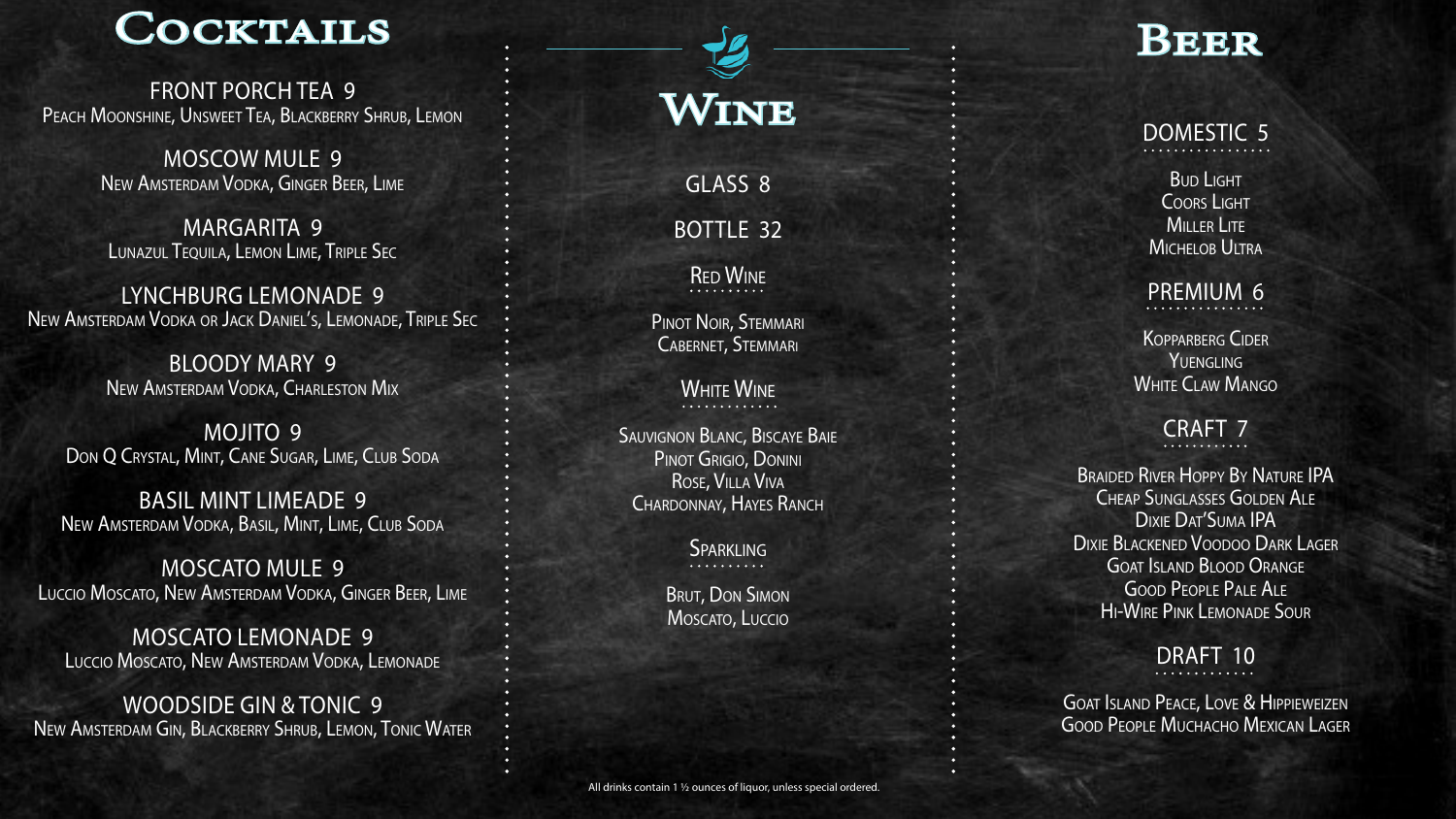# Cocktails

**FRONT PORCH TEA 9**
Peach Moonshine, Unsweet Tea, Blackberry Shrub, Lemon

**MOSCOW MULE 9**
New Amsterdam Vodka, Ginger Beer, Lime

**MARGARITA 9**
Lunazul Tequila, Lemon Lime, Triple Sec

**LYNCHBURG LEMONADE 9**
New Amsterdam Vodka or Jack Daniel's, Lemonade, Triple Sec

**BLOODY MARY 9**
New Amsterdam Vodka, Charleston Mix

**MOJITO 9**
Don Q Crystal, Mint, Cane Sugar, Lime, Club Soda

**BASIL MINT LIMEADE 9**
New Amsterdam Vodka, Basil, Mint, Lime, Club Soda

**MOSCATO MULE 9**
Luccio Moscato, New Amsterdam Vodka, Ginger Beer, Lime

**MOSCATO LEMONADE 9**
Luccio Moscato, New Amsterdam Vodka, Lemonade

**WOODSIDE GIN & TONIC 9**
New Amsterdam Gin, Blackberry Shrub, Lemon, Tonic Water

# Wine

GLASS 8

BOTTLE 32

## Red Wine

Pinot Noir, Stemmari
Cabernet, Stemmari

## White Wine

Sauvignon Blanc, Biscaye Baie
Pinot Grigio, Donini
Rose, Villa Viva
Chardonnay, Hayes Ranch

## Sparkling

Brut, Don Simon
Moscato, Luccio

# Beer

## DOMESTIC 5

Bud Light
Coors Light
Miller Lite
Michelob Ultra

## PREMIUM 6

Kopparberg Cider
Yuengling
White Claw Mango

## CRAFT 7

Braided River Hoppy By Nature IPA
Cheap Sunglasses Golden Ale
Dixie Dat'Suma IPA
Dixie Blackened Voodoo Dark Lager
Goat Island Blood Orange
Good People Pale Ale
Hi-Wire Pink Lemonade Sour

## DRAFT 10

Goat Island Peace, Love & Hippieweizen
Good People Muchacho Mexican Lager

All drinks contain 1 ½ ounces of liquor, unless special ordered.